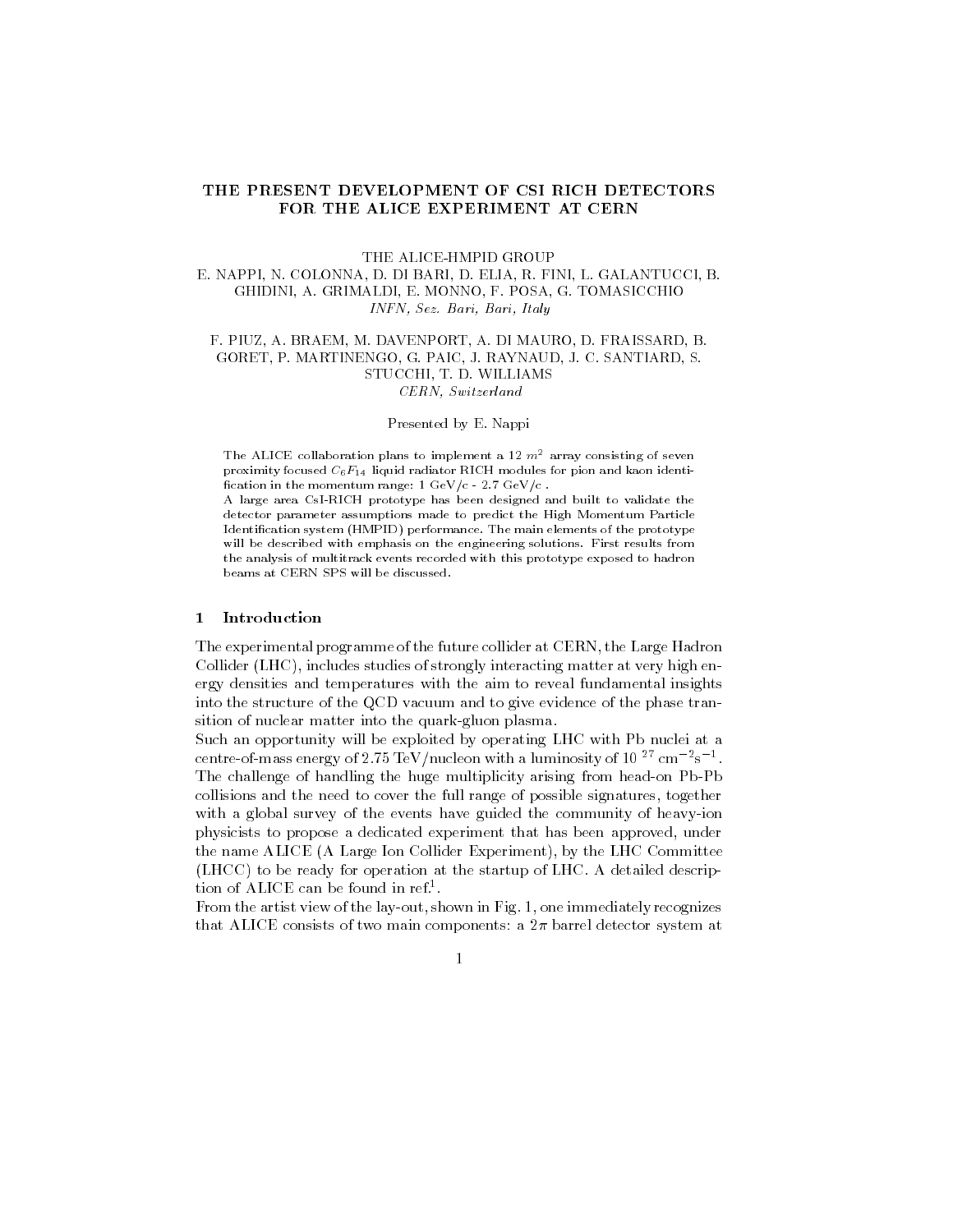# THE PRESENT DEVELOPMENT OF CSI RICH DETECTORS FOR THE ALICE EXPERIMENT AT CERN

THE ALICE-HMPID GROUP

E. NAPPI, N. COLONNA, D. DI BARI, D. ELIA, R. FINI, L. GALANTUCCI, B. GHIDINI, A. GRIMALDI, E. MONNO, F. POSA, G. TOMASICCHIO

*INFN, Sez. Bari, Bari, Italy*

F. PIUZ, A. BRAEM, M. DAVENPORT, A. DI MAURO, D. FRAISSARD, B. GORET, P. MARTINENGO, G. PAIC, J. RAYNAUD, J. C. SANTIARD, S. STUCCHI, T. D. WILLIAMS

*CERN, Switzerland*

Presented by E. Nappi

The ALICE collaboration plans to implement a 12 $m^2$ array consisting of seven proximity focused $C_6F_{14}$ liquid radiator RICH modules for pion and kaon identification in the momentum range: 1 GeV/c - 2.7 GeV/c .
A large area CsI-RICH prototype has been designed and built to validate the detector parameter assumptions made to predict the High Momentum Particle Identification system (HMPID) performance. The main elements of the prototype will be described with emphasis on the engineering solutions. First results from the analysis of multitrack events recorded with this prototype exposed to hadron beams at CERN SPS will be discussed.

## 1 Introduction

The experimental programme of the future collider at CERN, the Large Hadron Collider (LHC), includes studies of strongly interacting matter at very high energy densities and temperatures with the aim to reveal fundamental insights into the structure of the QCD vacuum and to give evidence of the phase transition of nuclear matter into the quark-gluon plasma.
Such an opportunity will be exploited by operating LHC with Pb nuclei at a centre-of-mass energy of 2.75 TeV/nucleon with a luminosity of $10^{27}$ cm$^{-2}$s$^{-1}$. The challenge of handling the huge multiplicity arising from head-on Pb-Pb collisions and the need to cover the full range of possible signatures, together with a global survey of the events have guided the community of heavy-ion physicists to propose a dedicated experiment that has been approved, under the name ALICE (A Large Ion Collider Experiment), by the LHC Committee (LHCC) to be ready for operation at the startup of LHC. A detailed description of ALICE can be found in ref.[1].
From the artist view of the lay-out, shown in Fig. 1, one immediately recognizes that ALICE consists of two main components: a $2\pi$ barrel detector system at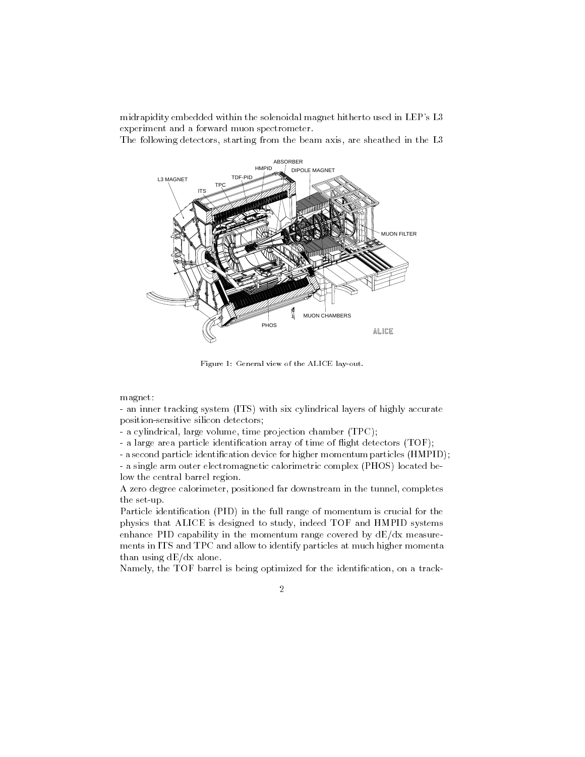midrapidity embedded within the solenoidal magnet hitherto used in LEP's L3 experiment and a forward muon spectrometer.
The following detectors, starting from the beam axis, are sheathed in the L3

Figure 1: General view of the ALICE lay-out.

magnet:
- an inner tracking system (ITS) with six cylindrical layers of highly accurate position-sensitive silicon detectors;
- a cylindrical, large volume, time projection chamber (TPC);
- a large area particle identification array of time of flight detectors (TOF);
- a second particle identification device for higher momentum particles (HMPID);
- a single arm outer electromagnetic calorimetric complex (PHOS) located below the central barrel region.

A zero degree calorimeter, positioned far downstream in the tunnel, completes the set-up.
Particle identification (PID) in the full range of momentum is crucial for the physics that ALICE is designed to study, indeed TOF and HMPID systems enhance PID capability in the momentum range covered by dE/dx measurements in ITS and TPC and allow to identify particles at much higher momenta than using dE/dx alone.
Namely, the TOF barrel is being optimized for the identification, on a track-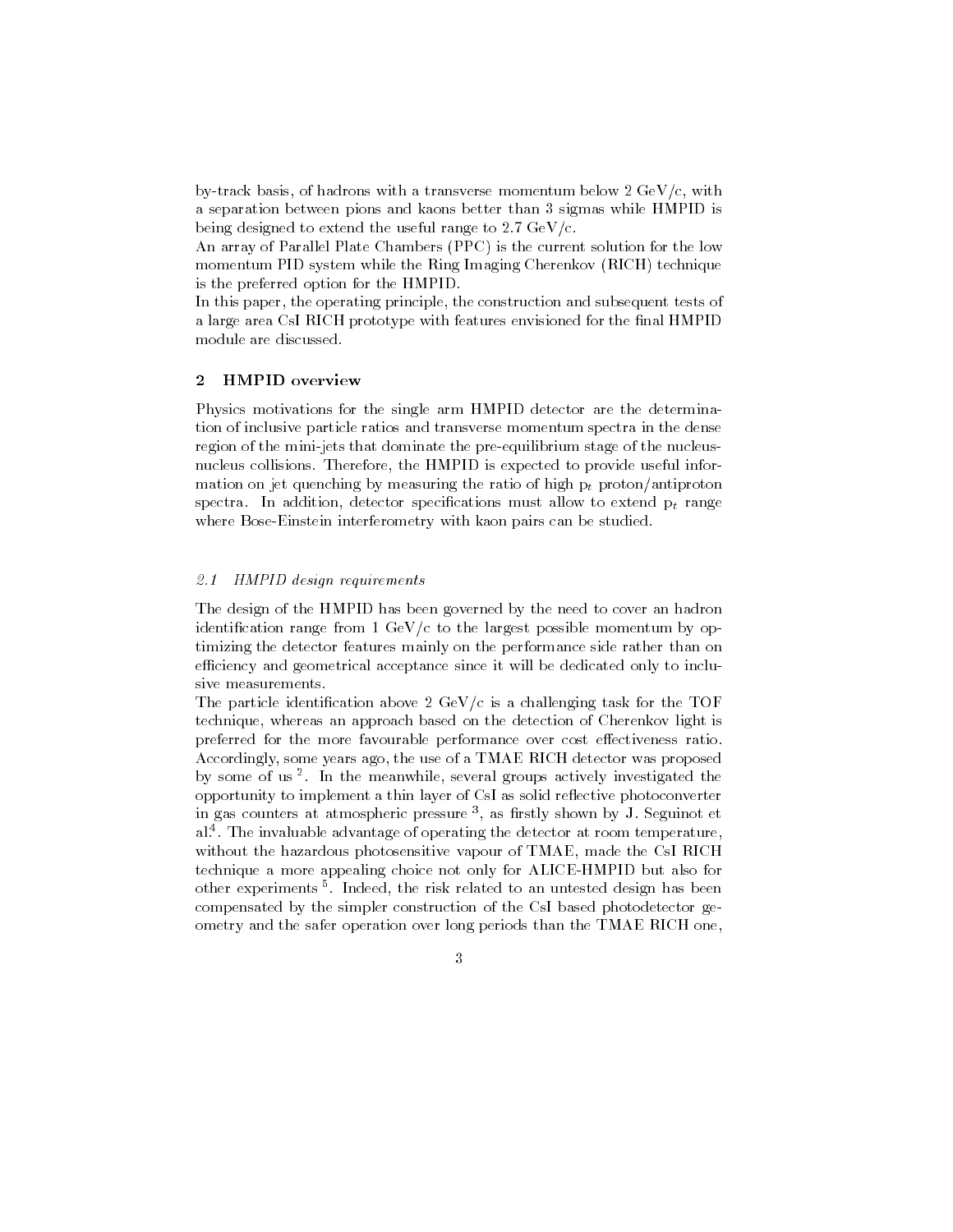by-track basis, of hadrons with a transverse momentum below 2 GeV/c, with a separation between pions and kaons better than 3 sigmas while HMPID is being designed to extend the useful range to 2.7 GeV/c.
An array of Parallel Plate Chambers (PPC) is the current solution for the low momentum PID system while the Ring Imaging Cherenkov (RICH) technique is the preferred option for the HMPID.
In this paper, the operating principle, the construction and subsequent tests of a large area CsI RICH prototype with features envisioned for the final HMPID module are discussed.

## 2 HMPID overview

Physics motivations for the single arm HMPID detector are the determination of inclusive particle ratios and transverse momentum spectra in the dense region of the mini-jets that dominate the pre-equilibrium stage of the nucleus-nucleus collisions. Therefore, the HMPID is expected to provide useful information on jet quenching by measuring the ratio of high $p_t$ proton/antiproton spectra. In addition, detector specifications must allow to extend $p_t$ range where Bose-Einstein interferometry with kaon pairs can be studied.

### *2.1 HMPID design requirements*

The design of the HMPID has been governed by the need to cover an hadron identification range from 1 GeV/c to the largest possible momentum by optimizing the detector features mainly on the performance side rather than on efficiency and geometrical acceptance since it will be dedicated only to inclusive measurements.
The particle identification above 2 GeV/c is a challenging task for the TOF technique, whereas an approach based on the detection of Cherenkov light is preferred for the more favourable performance over cost effectiveness ratio. Accordingly, some years ago, the use of a TMAE RICH detector was proposed by some of us [2]. In the meanwhile, several groups actively investigated the opportunity to implement a thin layer of CsI as solid reflective photoconverter in gas counters at atmospheric pressure [3], as firstly shown by J. Seguinot et al.[4]. The invaluable advantage of operating the detector at room temperature, without the hazardous photosensitive vapour of TMAE, made the CsI RICH technique a more appealing choice not only for ALICE-HMPID but also for other experiments [5]. Indeed, the risk related to an untested design has been compensated by the simpler construction of the CsI based photodetector geometry and the safer operation over long periods than the TMAE RICH one,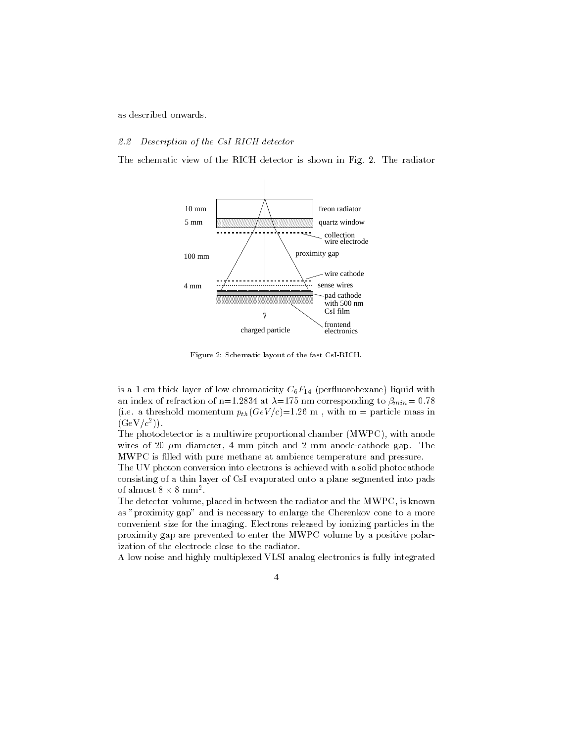as described onwards.

### 2.2 *Description of the CsI RICH detector*

The schematic view of the RICH detector is shown in Fig. 2. The radiator

Figure 2: Schematic layout of the fast CsI-RICH.

is a 1 cm thick layer of low chromaticity $C_6F_{14}$ (perfluorohexane) liquid with an index of refraction of n=1.2834 at $\lambda$=175 nm corresponding to $\beta_{min}$= 0.78 (i.e. a threshold momentum $p_{th}(GeV/c)$=1.26 m , with m = particle mass in (GeV/$c^2$)).

The photodetector is a multiwire proportional chamber (MWPC), with anode wires of 20 $\mu$m diameter, 4 mm pitch and 2 mm anode-cathode gap. The MWPC is filled with pure methane at ambience temperature and pressure.

The UV photon conversion into electrons is achieved with a solid photocathode consisting of a thin layer of CsI evaporated onto a plane segmented into pads of almost $8 \times 8$ mm$^2$.

The detector volume, placed in between the radiator and the MWPC, is known as "proximity gap" and is necessary to enlarge the Cherenkov cone to a more convenient size for the imaging. Electrons released by ionizing particles in the proximity gap are prevented to enter the MWPC volume by a positive polarization of the electrode close to the radiator.

A low noise and highly multiplexed VLSI analog electronics is fully integrated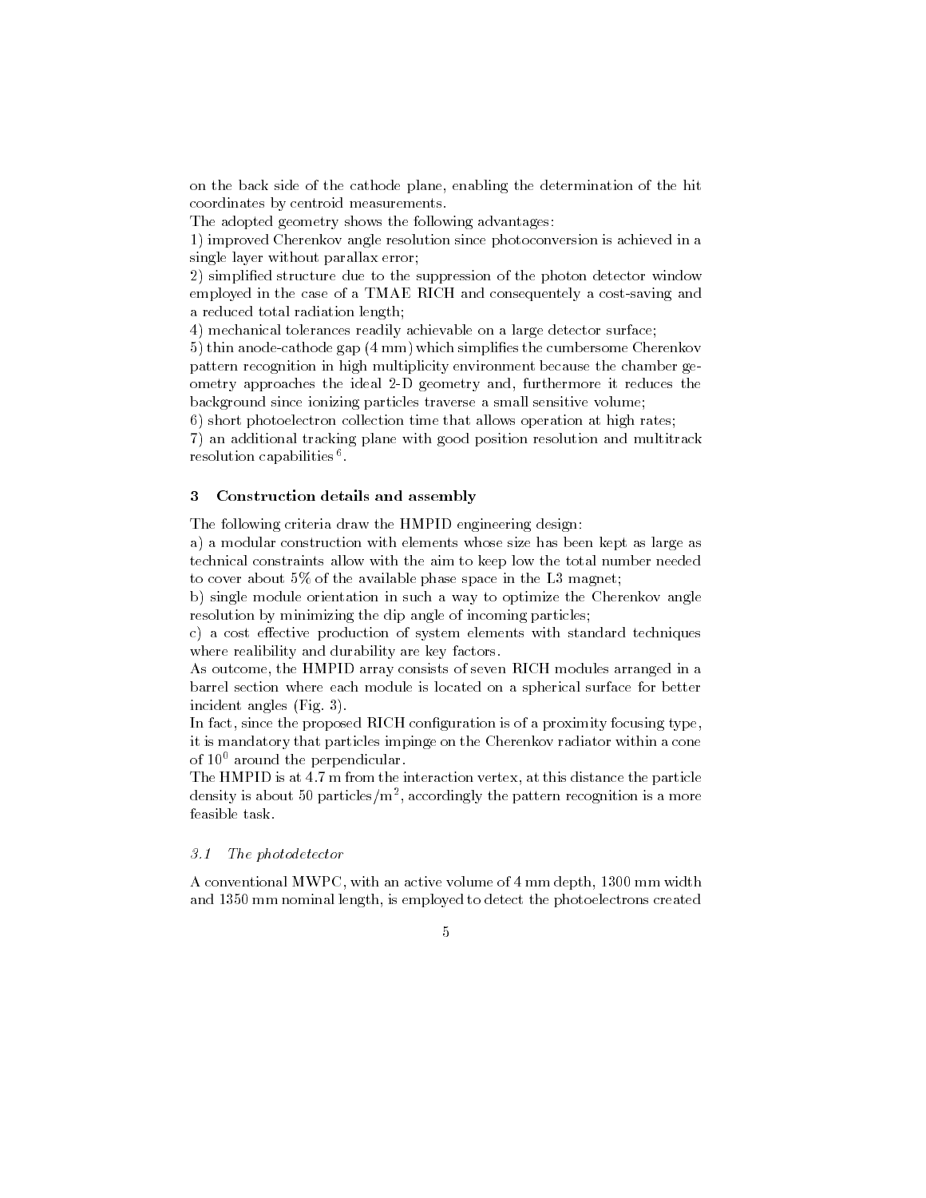on the back side of the cathode plane, enabling the determination of the hit coordinates by centroid measurements.
The adopted geometry shows the following advantages:
1) improved Cherenkov angle resolution since photoconversion is achieved in a single layer without parallax error;
2) simplified structure due to the suppression of the photon detector window employed in the case of a TMAE RICH and consequentely a cost-saving and a reduced total radiation length;
4) mechanical tolerances readily achievable on a large detector surface;
5) thin anode-cathode gap (4 mm) which simplifies the cumbersome Cherenkov pattern recognition in high multiplicity environment because the chamber geometry approaches the ideal 2-D geometry and, furthermore it reduces the background since ionizing particles traverse a small sensitive volume;
6) short photoelectron collection time that allows operation at high rates;
7) an additional tracking plane with good position resolution and multitrack resolution capabilities [6].

## 3 Construction details and assembly

The following criteria draw the HMPID engineering design:
a) a modular construction with elements whose size has been kept as large as technical constraints allow with the aim to keep low the total number needed to cover about 5% of the available phase space in the L3 magnet;
b) single module orientation in such a way to optimize the Cherenkov angle resolution by minimizing the dip angle of incoming particles;
c) a cost effective production of system elements with standard techniques where realibility and durability are key factors.
As outcome, the HMPID array consists of seven RICH modules arranged in a barrel section where each module is located on a spherical surface for better incident angles (Fig. 3).
In fact, since the proposed RICH configuration is of a proximity focusing type, it is mandatory that particles impinge on the Cherenkov radiator within a cone of $10^0$ around the perpendicular.
The HMPID is at 4.7 m from the interaction vertex, at this distance the particle density is about 50 particles/$m^2$, accordingly the pattern recognition is a more feasible task.

### *3.1 The photodetector*

A conventional MWPC, with an active volume of 4 mm depth, 1300 mm width and 1350 mm nominal length, is employed to detect the photoelectrons created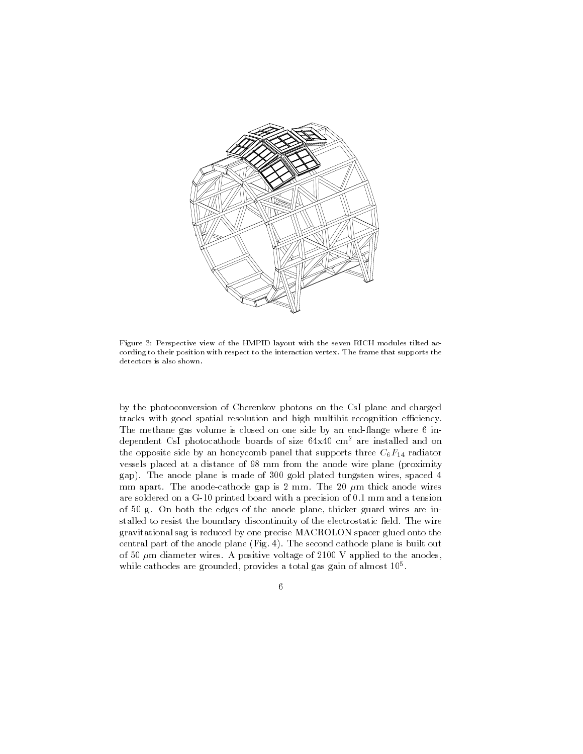Figure 3: Perspective view of the HMPID layout with the seven RICH modules tilted according to their position with respect to the interaction vertex. The frame that supports the detectors is also shown.

by the photoconversion of Cherenkov photons on the CsI plane and charged tracks with good spatial resolution and high multihit recognition efficiency. The methane gas volume is closed on one side by an end-flange where 6 independent CsI photocathode boards of size 64x40 cm$^2$ are installed and on the opposite side by an honeycomb panel that supports three $C_6F_{14}$ radiator vessels placed at a distance of 98 mm from the anode wire plane (proximity gap). The anode plane is made of 300 gold plated tungsten wires, spaced 4 mm apart. The anode-cathode gap is 2 mm. The 20 $\mu$m thick anode wires are soldered on a G-10 printed board with a precision of 0.1 mm and a tension of 50 g. On both the edges of the anode plane, thicker guard wires are installed to resist the boundary discontinuity of the electrostatic field. The wire gravitational sag is reduced by one precise MACROLON spacer glued onto the central part of the anode plane (Fig. 4). The second cathode plane is built out of 50 $\mu$m diameter wires. A positive voltage of 2100 V applied to the anodes, while cathodes are grounded, provides a total gas gain of almost $10^5$.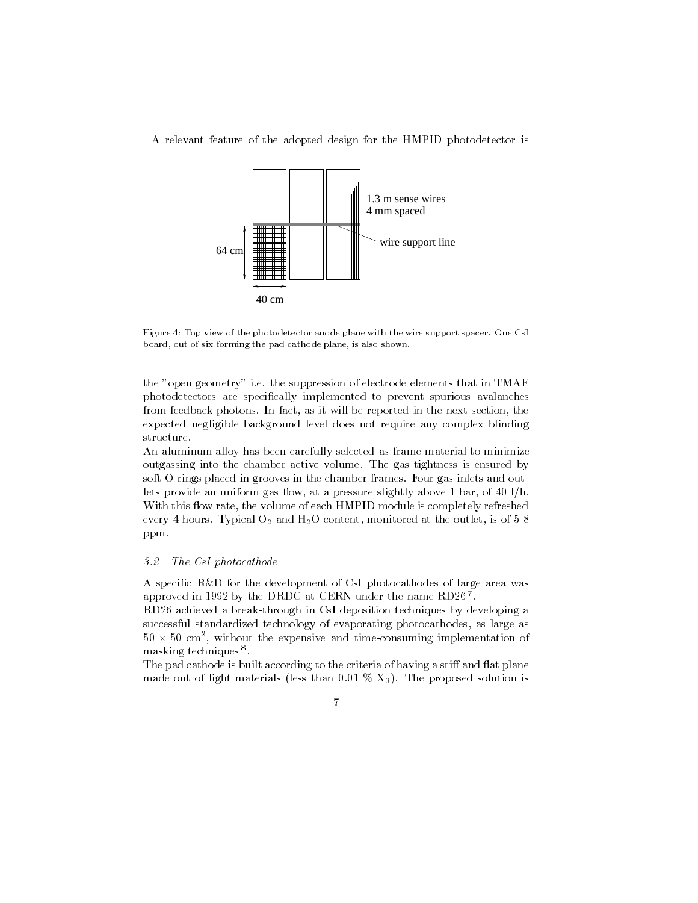A relevant feature of the adopted design for the HMPID photodetector is

Figure 4: Top view of the photodetector anode plane with the wire support spacer. One CsI board, out of six forming the pad cathode plane, is also shown.

the "open geometry" i.e. the suppression of electrode elements that in TMAE photodetectors are specifically implemented to prevent spurious avalanches from feedback photons. In fact, as it will be reported in the next section, the expected negligible background level does not require any complex blinding structure.

An aluminum alloy has been carefully selected as frame material to minimize outgassing into the chamber active volume. The gas tightness is ensured by soft O-rings placed in grooves in the chamber frames. Four gas inlets and outlets provide an uniform gas flow, at a pressure slightly above 1 bar, of 40 l/h. With this flow rate, the volume of each HMPID module is completely refreshed every 4 hours. Typical $O_2$ and $H_2O$ content, monitored at the outlet, is of 5-8 ppm.

### *3.2 The CsI photocathode*

A specific R&D for the development of CsI photocathodes of large area was approved in 1992 by the DRDC at CERN under the name RD26 [7].

RD26 achieved a break-through in CsI deposition techniques by developing a successful standardized technology of evaporating photocathodes, as large as $50 \times 50$ cm$^2$, without the expensive and time-consuming implementation of masking techniques [8].

The pad cathode is built according to the criteria of having a stiff and flat plane made out of light materials (less than 0.01 % $X_0$). The proposed solution is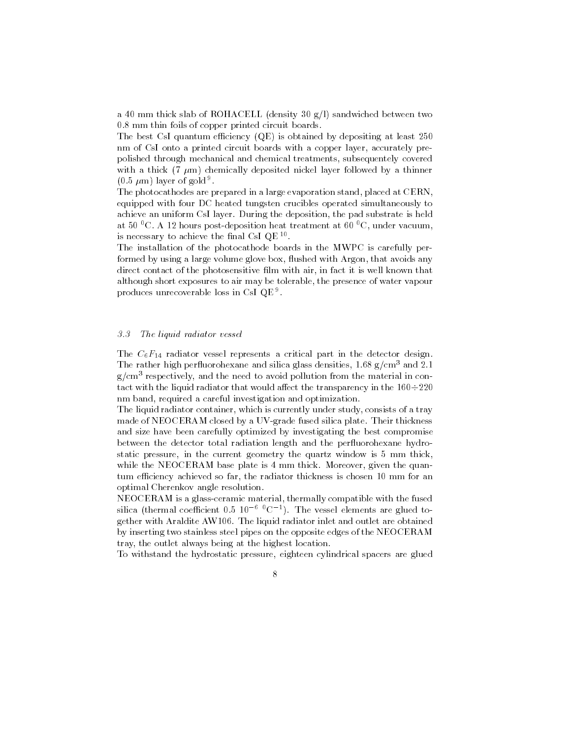a 40 mm thick slab of ROHACELL (density 30 g/l) sandwiched between two 0.8 mm thin foils of copper printed circuit boards.
The best CsI quantum efficiency (QE) is obtained by depositing at least 250 nm of CsI onto a printed circuit boards with a copper layer, accurately prepolished through mechanical and chemical treatments, subsequentely covered with a thick (7 $\mu$m) chemically deposited nickel layer followed by a thinner (0.5 $\mu$m) layer of gold [9].
The photocathodes are prepared in a large evaporation stand, placed at CERN, equipped with four DC heated tungsten crucibles operated simultaneously to achieve an uniform CsI layer. During the deposition, the pad substrate is held at 50 $^0$C. A 12 hours post-deposition heat treatment at 60 $^0$C, under vacuum, is necessary to achieve the final CsI QE [10].
The installation of the photocathode boards in the MWPC is carefully performed by using a large volume glove box, flushed with Argon, that avoids any direct contact of the photosensitive film with air, in fact it is well known that although short exposures to air may be tolerable, the presence of water vapour produces unrecoverable loss in CsI QE [9].

### *3.3 The liquid radiator vessel*

The $C_6F_{14}$ radiator vessel represents a critical part in the detector design. The rather high perfluorohexane and silica glass densities, 1.68 g/cm$^3$ and 2.1 g/cm$^3$ respectively, and the need to avoid pollution from the material in contact with the liquid radiator that would affect the transparency in the 160$\div$220 nm band, required a careful investigation and optimization.
The liquid radiator container, which is currently under study, consists of a tray made of NEOCERAM closed by a UV-grade fused silica plate. Their thickness and size have been carefully optimized by investigating the best compromise between the detector total radiation length and the perfluorohexane hydrostatic pressure, in the current geometry the quartz window is 5 mm thick, while the NEOCERAM base plate is 4 mm thick. Moreover, given the quantum efficiency achieved so far, the radiator thickness is chosen 10 mm for an optimal Cherenkov angle resolution.
NEOCERAM is a glass-ceramic material, thermally compatible with the fused silica (thermal coefficient 0.5 $10^{-6}$ $^0$C$^{-1}$). The vessel elements are glued together with Araldite AW106. The liquid radiator inlet and outlet are obtained by inserting two stainless steel pipes on the opposite edges of the NEOCERAM tray, the outlet always being at the highest location.
To withstand the hydrostatic pressure, eighteen cylindrical spacers are glued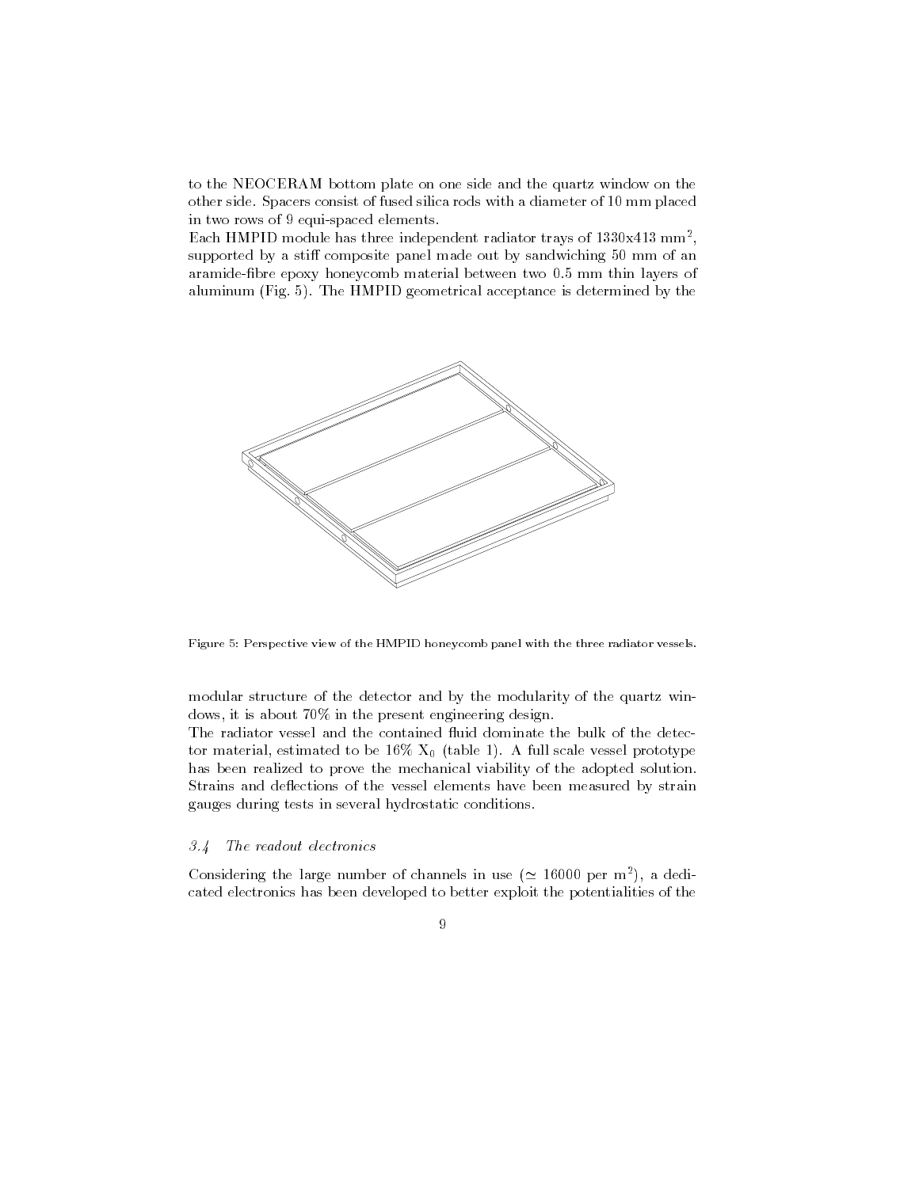to the NEOCERAM bottom plate on one side and the quartz window on the other side. Spacers consist of fused silica rods with a diameter of 10 mm placed in two rows of 9 equi-spaced elements.

Each HMPID module has three independent radiator trays of 1330x413 mm$^2$, supported by a stiff composite panel made out by sandwiching 50 mm of an aramide-fibre epoxy honeycomb material between two 0.5 mm thin layers of aluminum (Fig. 5). The HMPID geometrical acceptance is determined by the

Figure 5: Perspective view of the HMPID honeycomb panel with the three radiator vessels.

modular structure of the detector and by the modularity of the quartz windows, it is about 70% in the present engineering design.

The radiator vessel and the contained fluid dominate the bulk of the detector material, estimated to be 16% $X_0$ (table 1). A full scale vessel prototype has been realized to prove the mechanical viability of the adopted solution. Strains and deflections of the vessel elements have been measured by strain gauges during tests in several hydrostatic conditions.

### *3.4 The readout electronics*

Considering the large number of channels in use ($\simeq$ 16000 per m$^2$), a dedicated electronics has been developed to better exploit the potentialities of the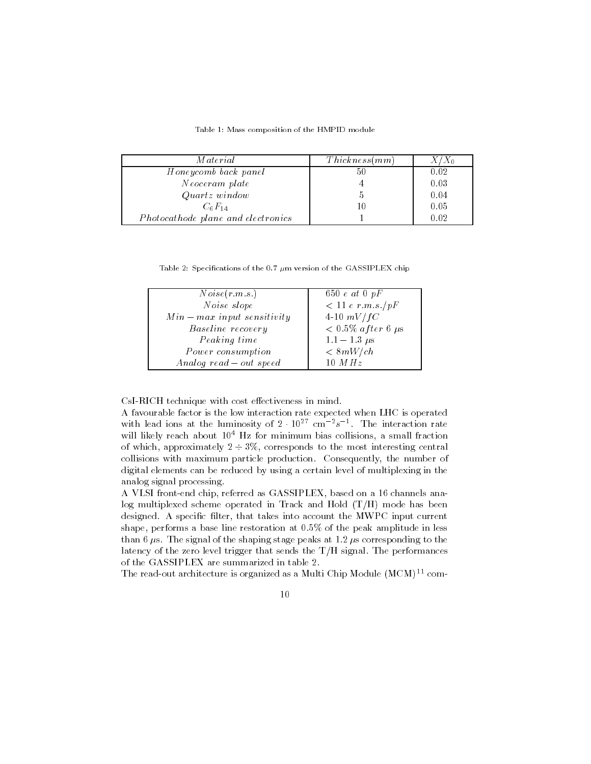Table 1: Mass composition of the HMPID module

| *Material* | *Thickness(mm)* | $X/X_0$ |
|---|---|---|
| *Honeycomb back panel* | 50 | 0.02 |
| *Neoceram plate* | 4 | 0.03 |
| *Quartz window* | 5 | 0.04 |
| $C_6F_{14}$ | 10 | 0.05 |
| *Photocathode plane and electronics* | 1 | 0.02 |

Table 2: Specifications of the 0.7 $\mu$m version of the GASSIPLEX chip

| | |
|---|---|
| *Noise(r.m.s.)* | 650 *e at* 0 *pF* |
| *Noise slope* | $< 11\ e\ r.m.s./pF$ |
| $Min - max\ input\ sensitivity$ | 4-10 $mV/fC$ |
| *Baseline recovery* | $< 0.5\%\ after\ 6\ \mu$s |
| *Peaking time* | $1.1 - 1.3\ \mu$s |
| *Power consumption* | $< 8mW/ch$ |
| $Analog\ read - out\ speed$ | 10 $MHz$ |

CsI-RICH technique with cost effectiveness in mind.

A favourable factor is the low interaction rate expected when LHC is operated with lead ions at the luminosity of $2 \cdot 10^{27}$ cm$^{-2}s^{-1}$. The interaction rate will likely reach about $10^4$ Hz for minimum bias collisions, a small fraction of which, approximately $2 \div 3\%$, corresponds to the most interesting central collisions with maximum particle production. Consequently, the number of digital elements can be reduced by using a certain level of multiplexing in the analog signal processing.

A VLSI front-end chip, referred as GASSIPLEX, based on a 16 channels analog multiplexed scheme operated in Track and Hold (T/H) mode has been designed. A specific filter, that takes into account the MWPC input current shape, performs a base line restoration at 0.5% of the peak amplitude in less than 6 $\mu$s. The signal of the shaping stage peaks at 1.2 $\mu$s corresponding to the latency of the zero level trigger that sends the T/H signal. The performances of the GASSIPLEX are summarized in table 2.

The read-out architecture is organized as a Multi Chip Module (MCM)[11] com-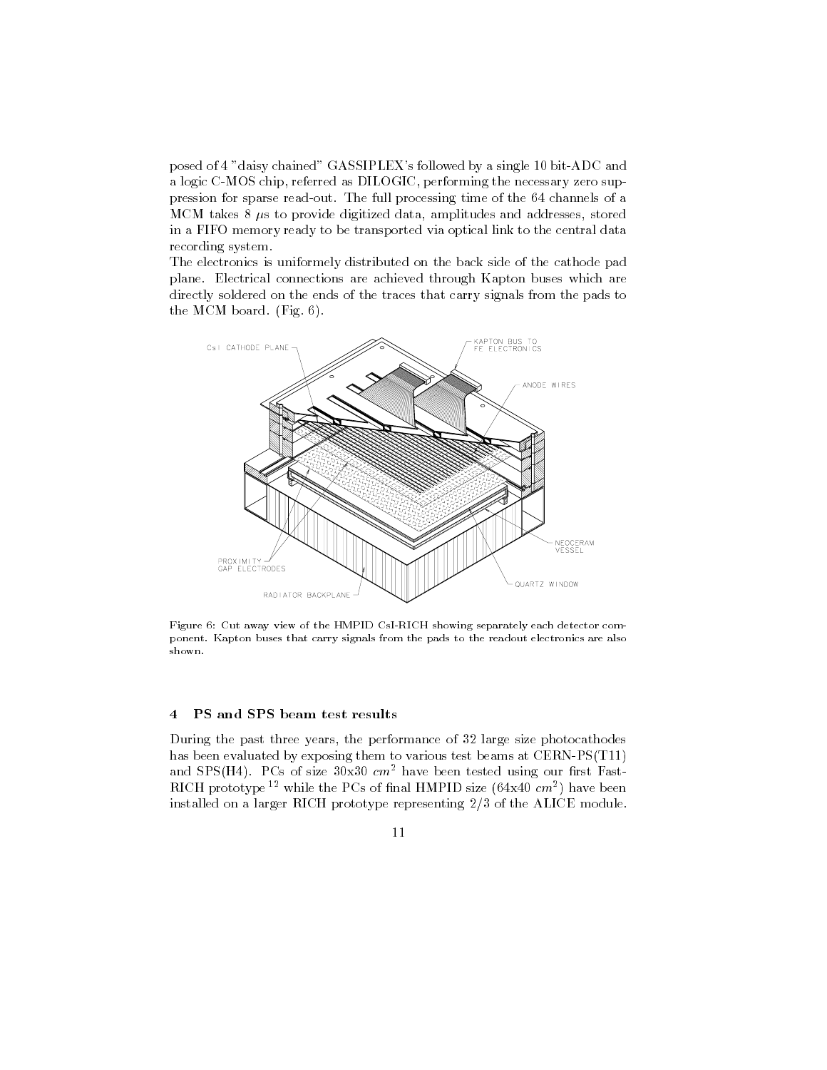posed of 4 "daisy chained" GASSIPLEX's followed by a single 10 bit-ADC and a logic C-MOS chip, referred as DILOGIC, performing the necessary zero suppression for sparse read-out. The full processing time of the 64 channels of a MCM takes 8 $\mu$s to provide digitized data, amplitudes and addresses, stored in a FIFO memory ready to be transported via optical link to the central data recording system.

The electronics is uniformely distributed on the back side of the cathode pad plane. Electrical connections are achieved through Kapton buses which are directly soldered on the ends of the traces that carry signals from the pads to the MCM board. (Fig. 6).

Figure 6: Cut away view of the HMPID CsI-RICH showing separately each detector component. Kapton buses that carry signals from the pads to the readout electronics are also shown.

## 4 PS and SPS beam test results

During the past three years, the performance of 32 large size photocathodes has been evaluated by exposing them to various test beams at CERN-PS(T11) and SPS(H4). PCs of size 30x30 $cm^2$ have been tested using our first Fast-RICH prototype [12] while the PCs of final HMPID size (64x40 $cm^2$) have been installed on a larger RICH prototype representing 2/3 of the ALICE module.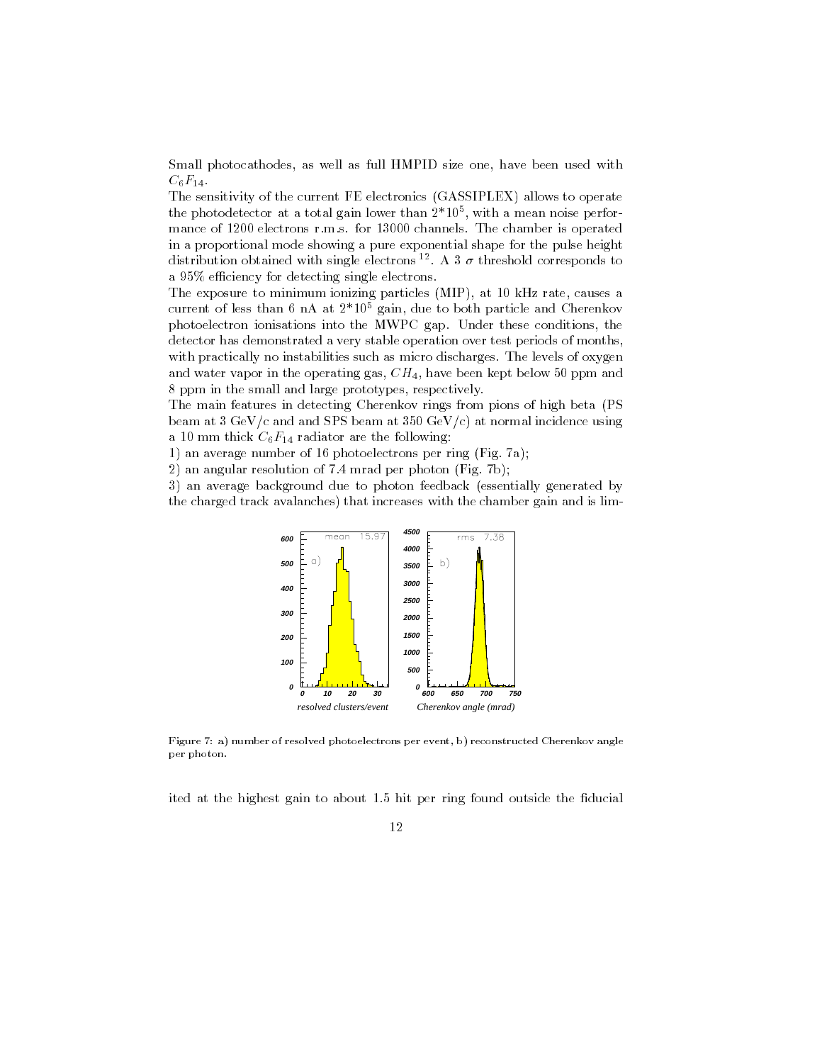Small photocathodes, as well as full HMPID size one, have been used with $C_6F_{14}$.

The sensitivity of the current FE electronics (GASSIPLEX) allows to operate the photodetector at a total gain lower than $2*10^5$, with a mean noise performance of 1200 electrons r.m.s. for 13000 channels. The chamber is operated in a proportional mode showing a pure exponential shape for the pulse height distribution obtained with single electrons [12]. A 3 $\sigma$ threshold corresponds to a 95% efficiency for detecting single electrons.

The exposure to minimum ionizing particles (MIP), at 10 kHz rate, causes a current of less than 6 nA at $2*10^5$ gain, due to both particle and Cherenkov photoelectron ionisations into the MWPC gap. Under these conditions, the detector has demonstrated a very stable operation over test periods of months, with practically no instabilities such as micro discharges. The levels of oxygen and water vapor in the operating gas, $CH_4$, have been kept below 50 ppm and 8 ppm in the small and large prototypes, respectively.

The main features in detecting Cherenkov rings from pions of high beta (PS beam at 3 GeV/c and and SPS beam at 350 GeV/c) at normal incidence using a 10 mm thick $C_6F_{14}$ radiator are the following:

1) an average number of 16 photoelectrons per ring (Fig. 7a);

2) an angular resolution of 7.4 mrad per photon (Fig. 7b);

3) an average background due to photon feedback (essentially generated by the charged track avalanches) that increases with the chamber gain and is limited at the highest gain to about 1.5 hit per ring found outside the fiducial

Figure 7: a) number of resolved photoelectrons per event, b) reconstructed Cherenkov angle per photon.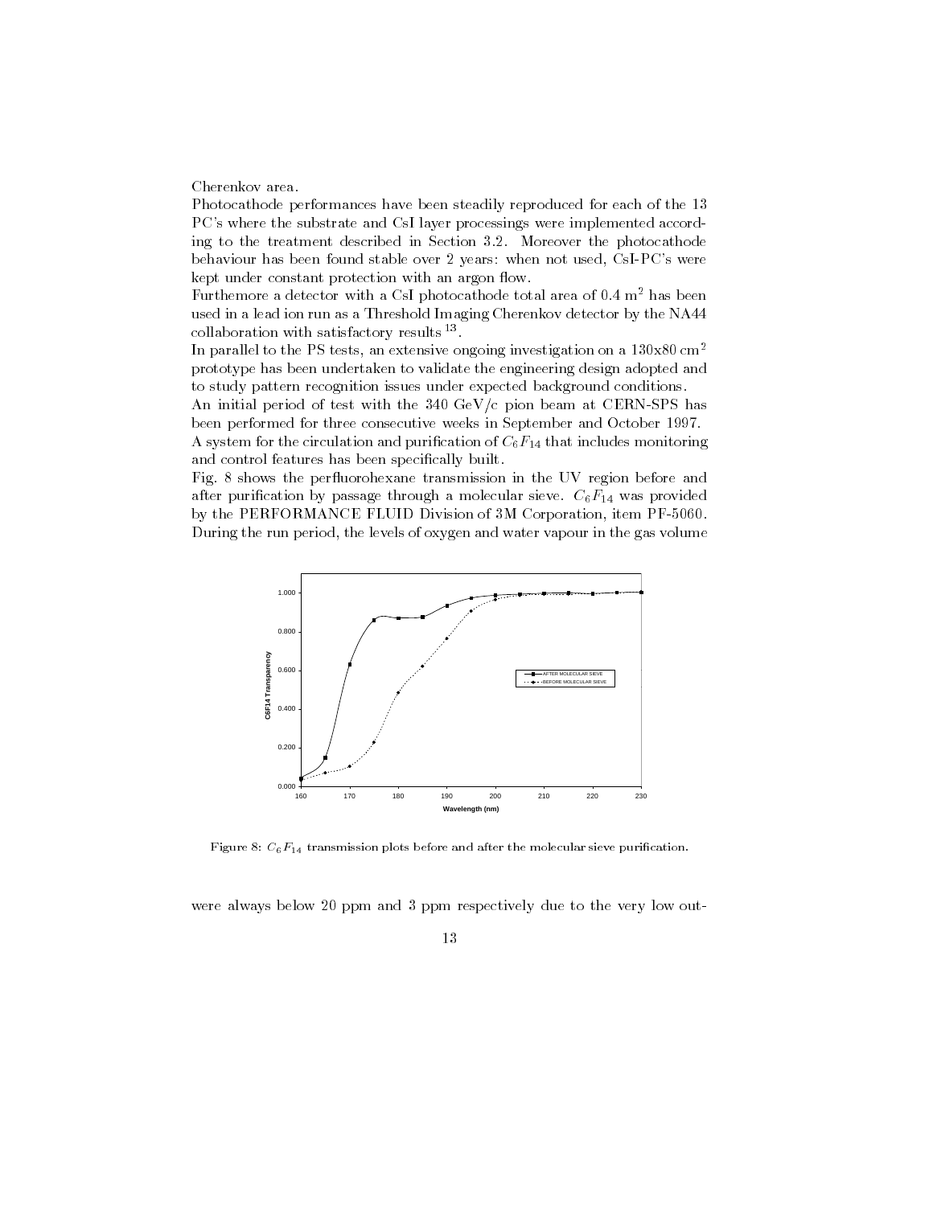Cherenkov area.

Photocathode performances have been steadily reproduced for each of the 13 PC's where the substrate and CsI layer processings were implemented according to the treatment described in Section 3.2. Moreover the photocathode behaviour has been found stable over 2 years: when not used, CsI-PC's were kept under constant protection with an argon flow.

Furthermore a detector with a CsI photocathode total area of 0.4 $m^2$ has been used in a lead ion run as a Threshold Imaging Cherenkov detector by the NA44 collaboration with satisfactory results [13].

In parallel to the PS tests, an extensive ongoing investigation on a 130x80 $cm^2$ prototype has been undertaken to validate the engineering design adopted and to study pattern recognition issues under expected background conditions.

An initial period of test with the 340 GeV/c pion beam at CERN-SPS has been performed for three consecutive weeks in September and October 1997.

A system for the circulation and purification of $C_6F_{14}$ that includes monitoring and control features has been specifically built.

Fig. 8 shows the perfluorohexane transmission in the UV region before and after purification by passage through a molecular sieve. $C_6F_{14}$ was provided by the PERFORMANCE FLUID Division of 3M Corporation, item PF-5060. During the run period, the levels of oxygen and water vapour in the gas volume

Figure 8: $C_6F_{14}$ transmission plots before and after the molecular sieve purification.

were always below 20 ppm and 3 ppm respectively due to the very low out-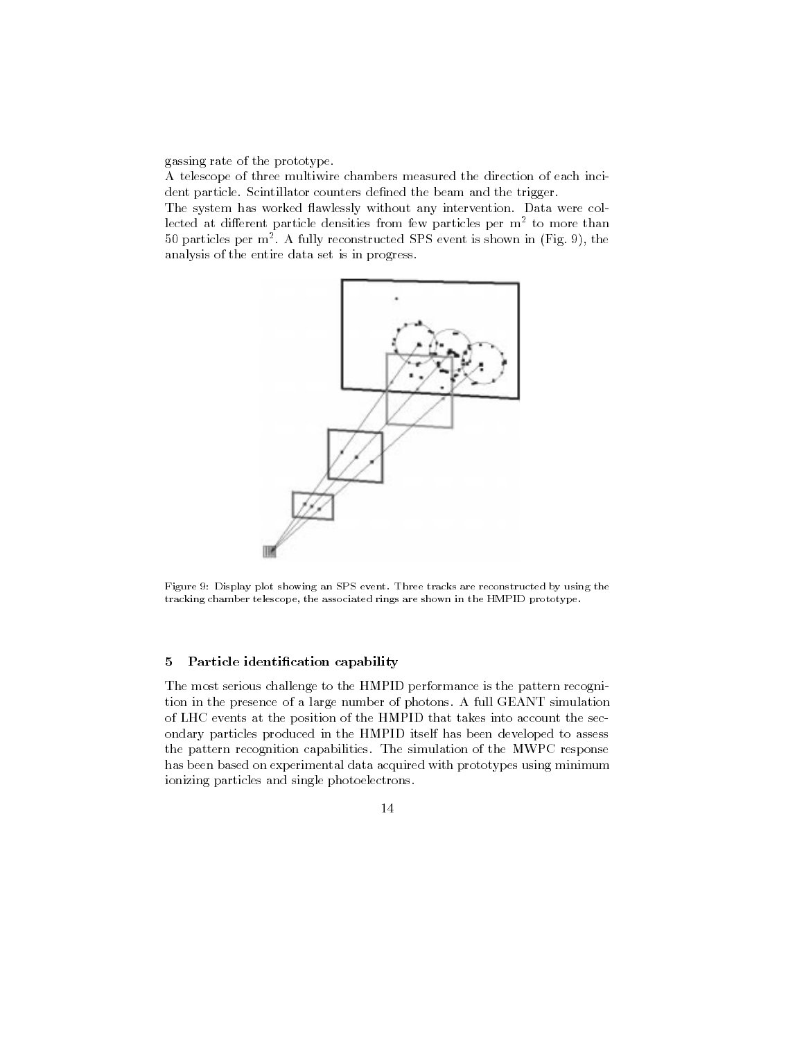gassing rate of the prototype.
A telescope of three multiwire chambers measured the direction of each incident particle. Scintillator counters defined the beam and the trigger.
The system has worked flawlessly without any intervention. Data were collected at different particle densities from few particles per $m^2$ to more than 50 particles per $m^2$. A fully reconstructed SPS event is shown in (Fig. 9), the analysis of the entire data set is in progress.

Figure 9: Display plot showing an SPS event. Three tracks are reconstructed by using the tracking chamber telescope, the associated rings are shown in the HMPID prototype.

## 5 Particle identification capability

The most serious challenge to the HMPID performance is the pattern recognition in the presence of a large number of photons. A full GEANT simulation of LHC events at the position of the HMPID that takes into account the secondary particles produced in the HMPID itself has been developed to assess the pattern recognition capabilities. The simulation of the MWPC response has been based on experimental data acquired with prototypes using minimum ionizing particles and single photoelectrons.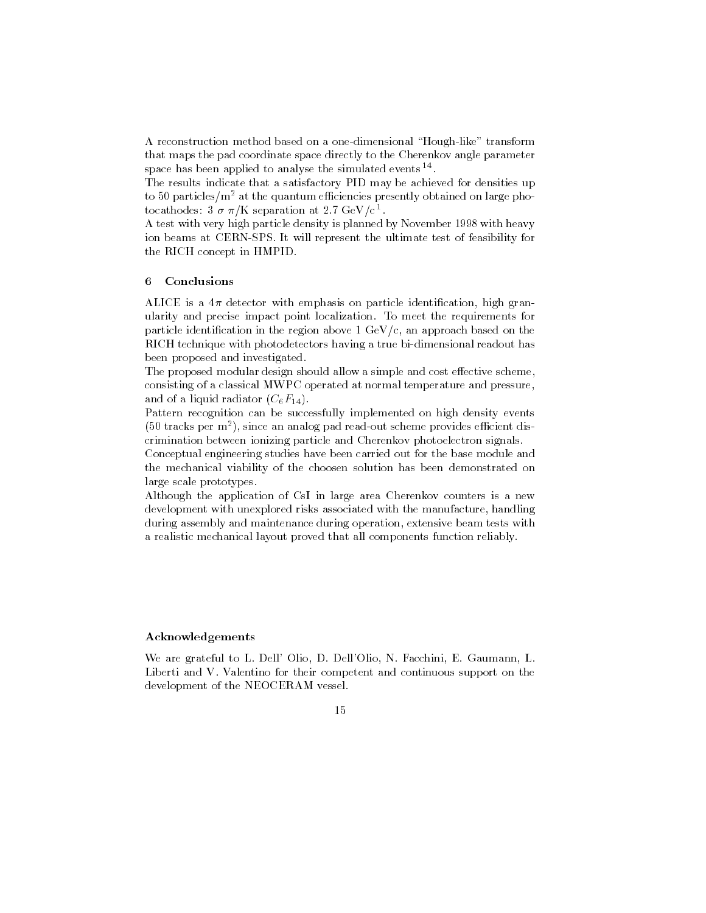A reconstruction method based on a one-dimensional "Hough-like" transform that maps the pad coordinate space directly to the Cherenkov angle parameter space has been applied to analyse the simulated events [14].

The results indicate that a satisfactory PID may be achieved for densities up to 50 particles/m$^2$ at the quantum efficiencies presently obtained on large photocathodes: 3 $\sigma$ $\pi$/K separation at 2.7 GeV/c [1].

A test with very high particle density is planned by November 1998 with heavy ion beams at CERN-SPS. It will represent the ultimate test of feasibility for the RICH concept in HMPID.

## 6 Conclusions

ALICE is a $4\pi$ detector with emphasis on particle identification, high granularity and precise impact point localization. To meet the requirements for particle identification in the region above 1 GeV/c, an approach based on the RICH technique with photodetectors having a true bi-dimensional readout has been proposed and investigated.

The proposed modular design should allow a simple and cost effective scheme, consisting of a classical MWPC operated at normal temperature and pressure, and of a liquid radiator ($C_6F_{14}$).

Pattern recognition can be successfully implemented on high density events (50 tracks per m$^2$), since an analog pad read-out scheme provides efficient discrimination between ionizing particle and Cherenkov photoelectron signals.

Conceptual engineering studies have been carried out for the base module and the mechanical viability of the choosen solution has been demonstrated on large scale prototypes.

Although the application of CsI in large area Cherenkov counters is a new development with unexplored risks associated with the manufacture, handling during assembly and maintenance during operation, extensive beam tests with a realistic mechanical layout proved that all components function reliably.

## Acknowledgements

We are grateful to L. Dell' Olio, D. Dell'Olio, N. Facchini, E. Gaumann, L. Liberti and V. Valentino for their competent and continuous support on the development of the NEOCERAM vessel.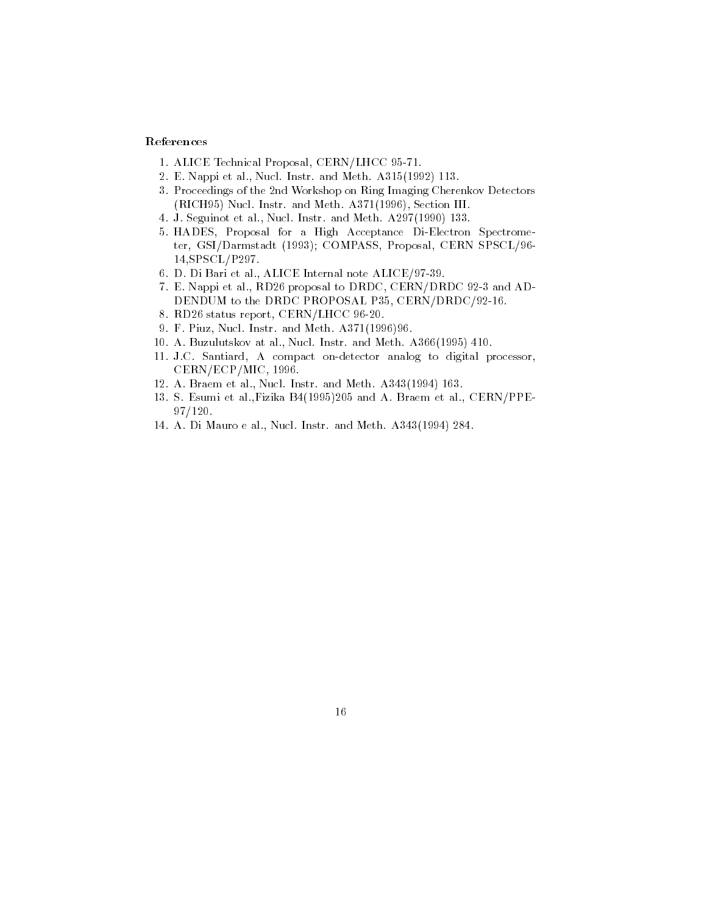### References

1. ALICE Technical Proposal, CERN/LHCC 95-71.
2. E. Nappi et al., Nucl. Instr. and Meth. A315(1992) 113.
3. Proceedings of the 2nd Workshop on Ring Imaging Cherenkov Detectors (RICH95) Nucl. Instr. and Meth. A371(1996), Section III.
4. J. Seguinot et al., Nucl. Instr. and Meth. A297(1990) 133.
5. HADES, Proposal for a High Acceptance Di-Electron Spectrometer, GSI/Darmstadt (1993); COMPASS, Proposal, CERN SPSCL/96-14,SPSCL/P297.
6. D. Di Bari et al., ALICE Internal note ALICE/97-39.
7. E. Nappi et al., RD26 proposal to DRDC, CERN/DRDC 92-3 and ADDENDUM to the DRDC PROPOSAL P35, CERN/DRDC/92-16.
8. RD26 status report, CERN/LHCC 96-20.
9. F. Piuz, Nucl. Instr. and Meth. A371(1996)96.
10. A. Buzulutskov at al., Nucl. Instr. and Meth. A366(1995) 410.
11. J.C. Santiard, A compact on-detector analog to digital processor, CERN/ECP/MIC, 1996.
12. A. Braem et al., Nucl. Instr. and Meth. A343(1994) 163.
13. S. Esumi et al.,Fizika B4(1995)205 and A. Braem et al., CERN/PPE-97/120.
14. A. Di Mauro e al., Nucl. Instr. and Meth. A343(1994) 284.